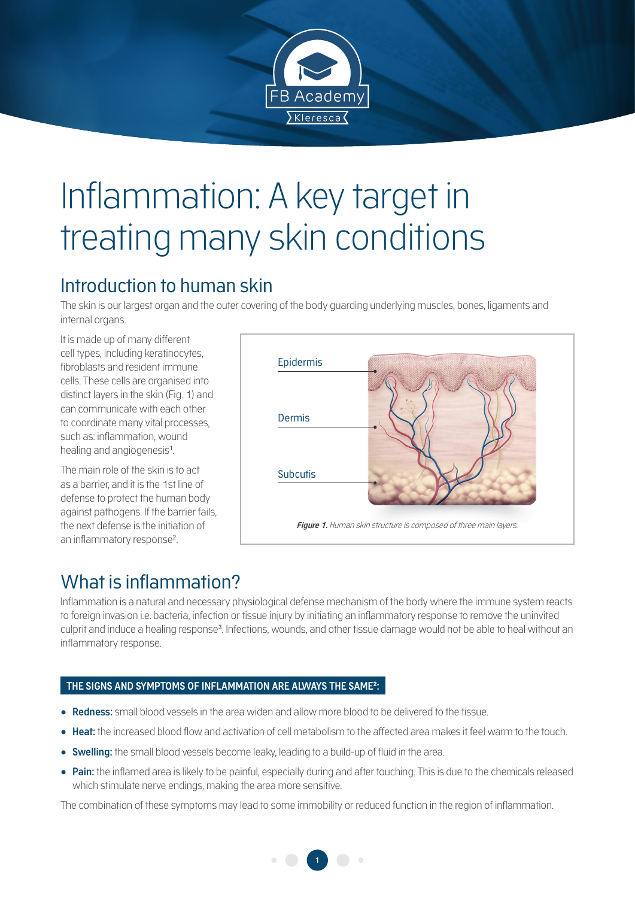# Inflammation: A key target in treating many skin conditions

## Introduction to human skin

The skin is our largest organ and the outer covering of the body guarding underlying muscles, bones, ligaments and internal organs.

It is made up of many different cell types, including keratinocytes, fibroblasts and resident immune cells. These cells are organised into distinct layers in the skin (Fig. 1) and can communicate with each other to coordinate many vital processes, such as: inflammation, wound healing and angiogenesis[1].

The main role of the skin is to act as a barrier, and it is the 1st line of defense to protect the human body against pathogens. If the barrier fails, the next defense is the initiation of an inflammatory response[2].

Epidermis

Dermis

Subcutis

***Figure 1.*** *Human skin structure is composed of three main layers.*

## What is inflammation?

Inflammation is a natural and necessary physiological defense mechanism of the body where the immune system reacts to foreign invasion i.e. bacteria, infection or tissue injury by initiating an inflammatory response to remove the uninvited culprit and induce a healing response[3]. Infections, wounds, and other tissue damage would not be able to heal without an inflammatory response.

**THE SIGNS AND SYMPTOMS OF INFLAMMATION ARE ALWAYS THE SAME[2]:**

- **Redness:** small blood vessels in the area widen and allow more blood to be delivered to the tissue.
- **Heat:** the increased blood flow and activation of cell metabolism to the affected area makes it feel warm to the touch.
- **Swelling:** the small blood vessels become leaky, leading to a build-up of fluid in the area.
- **Pain:** the inflamed area is likely to be painful, especially during and after touching. This is due to the chemicals released which stimulate nerve endings, making the area more sensitive.

The combination of these symptoms may lead to some immobility or reduced function in the region of inflammation.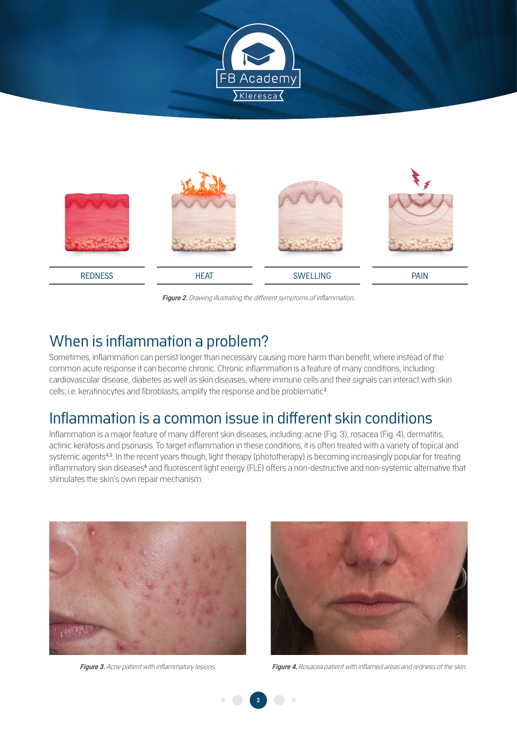REDNESS | HEAT | SWELLING | PAIN

***Figure 2.*** *Drawing illustrating the different symptoms of inflammation.*

## When is inflammation a problem?

Sometimes, inflammation can persist longer than necessary causing more harm than benefit, where instead of the common acute response it can become chronic. Chronic inflammation is a feature of many conditions, including: cardiovascular disease, diabetes as well as skin diseases, where immune cells and their signals can interact with skin cells; i.e. keratinocytes and fibroblasts, amplify the response and be problematic[3].

## Inflammation is a common issue in different skin conditions

Inflammation is a major feature of many different skin diseases, including: acne (Fig. 3), rosacea (Fig. 4), dermatitis, actinic keratosis and psoriasis. To target inflammation in these conditions, it is often treated with a variety of topical and systemic agents[4,5]. In the recent years though, light therapy (phototherapy) is becoming increasingly popular for treating inflammatory skin diseases[6] and fluorescent light energy (FLE) offers a non-destructive and non-systemic alternative that stimulates the skin's own repair mechanism.

***Figure 3.*** *Acne patient with inflammatory lesions.*

***Figure 4.*** *Rosacea patient with inflamed areas and redness of the skin.*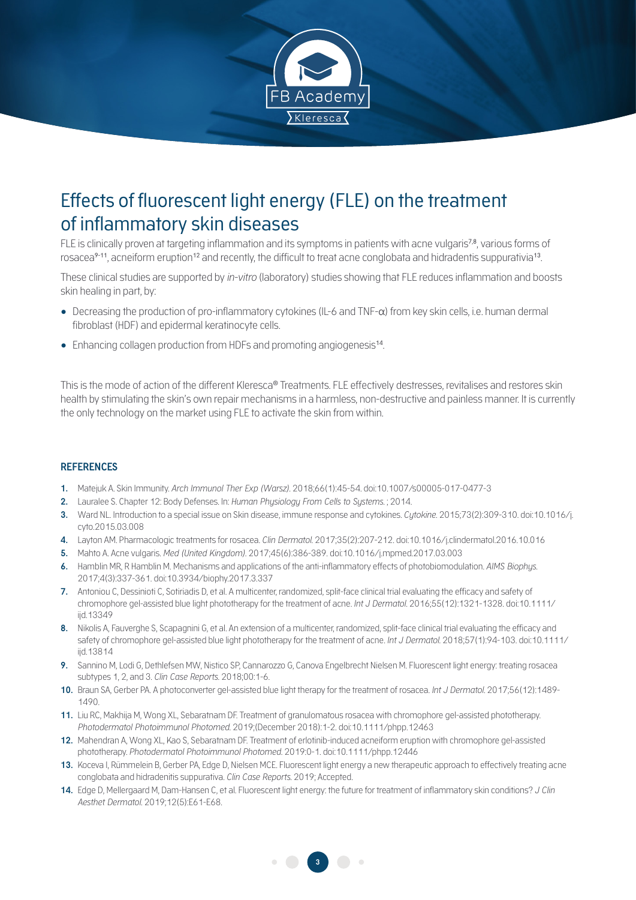# Effects of fluorescent light energy (FLE) on the treatment of inflammatory skin diseases

FLE is clinically proven at targeting inflammation and its symptoms in patients with acne vulgaris[7,8], various forms of rosacea[9-11], acneiform eruption[12] and recently, the difficult to treat acne conglobata and hidradentis suppurativia[13].

These clinical studies are supported by *in-vitro* (laboratory) studies showing that FLE reduces inflammation and boosts skin healing in part, by:

- Decreasing the production of pro-inflammatory cytokines (IL-6 and TNF-α) from key skin cells, i.e. human dermal fibroblast (HDF) and epidermal keratinocyte cells.
- Enhancing collagen production from HDFs and promoting angiogenesis[14].

This is the mode of action of the different Kleresca® Treatments. FLE effectively destresses, revitalises and restores skin health by stimulating the skin's own repair mechanisms in a harmless, non-destructive and painless manner. It is currently the only technology on the market using FLE to activate the skin from within.

## REFERENCES

1. Matejuk A. Skin Immunity. *Arch Immunol Ther Exp (Warsz)*. 2018;66(1):45-54. doi:10.1007/s00005-017-0477-3
2. Lauralee S. Chapter 12: Body Defenses. In: *Human Physiology From Cells to Systems.* ; 2014.
3. Ward NL. Introduction to a special issue on Skin disease, immune response and cytokines. *Cytokine.* 2015;73(2):309-310. doi:10.1016/j.cyto.2015.03.008
4. Layton AM. Pharmacologic treatments for rosacea. *Clin Dermatol.* 2017;35(2):207-212. doi:10.1016/j.clindermatol.2016.10.016
5. Mahto A. Acne vulgaris. *Med (United Kingdom)*. 2017;45(6):386-389. doi:10.1016/j.mpmed.2017.03.003
6. Hamblin MR, R Hamblin M. Mechanisms and applications of the anti-inflammatory effects of photobiomodulation. *AIMS Biophys.* 2017;4(3):337-361. doi:10.3934/biophy.2017.3.337
7. Antoniou C, Dessinioti C, Sotiriadis D, et al. A multicenter, randomized, split-face clinical trial evaluating the efficacy and safety of chromophore gel-assisted blue light phototherapy for the treatment of acne. *Int J Dermatol.* 2016;55(12):1321-1328. doi:10.1111/ijd.13349
8. Nikolis A, Fauverghe S, Scapagnini G, et al. An extension of a multicenter, randomized, split-face clinical trial evaluating the efficacy and safety of chromophore gel-assisted blue light phototherapy for the treatment of acne. *Int J Dermatol.* 2018;57(1):94-103. doi:10.1111/ijd.13814
9. Sannino M, Lodi G, Dethlefsen MW, Nistico SP, Cannarozzo G, Canova Engelbrecht Nielsen M. Fluorescent light energy: treating rosacea subtypes 1, 2, and 3. *Clin Case Reports.* 2018;00:1-6.
10. Braun SA, Gerber PA. A photoconverter gel-assisted blue light therapy for the treatment of rosacea. *Int J Dermatol.* 2017;56(12):1489-1490.
11. Liu RC, Makhija M, Wong XL, Sebaratnam DF. Treatment of granulomatous rosacea with chromophore gel-assisted phototherapy. *Photodermatol Photoimmunol Photomed.* 2019;(December 2018):1-2. doi:10.1111/phpp.12463
12. Mahendran A, Wong XL, Kao S, Sebaratnam DF. Treatment of erlotinib-induced acneiform eruption with chromophore gel-assisted phototherapy. *Photodermatol Photoimmunol Photomed.* 2019:0-1. doi:10.1111/phpp.12446
13. Koceva I, Rümmelein B, Gerber PA, Edge D, Nielsen MCE. Fluorescent light energy a new therapeutic approach to effectively treating acne conglobata and hidradenitis suppurativa. *Clin Case Reports.* 2019; Accepted.
14. Edge D, Mellergaard M, Dam-Hansen C, et al. Fluorescent light energy: the future for treatment of inflammatory skin conditions? *J Clin Aesthet Dermatol.* 2019;12(5):E61-E68.